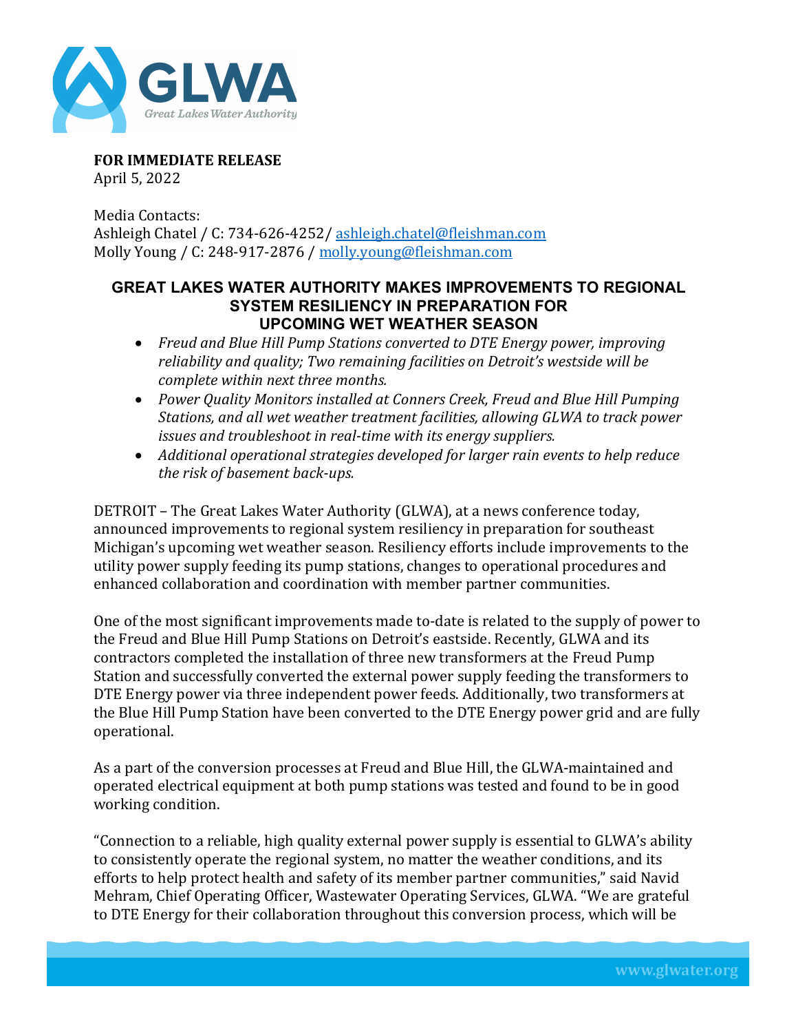**FOR IMMEDIATE RELEASE**
April 5, 2022

Media Contacts:
Ashleigh Chatel / C: 734-626-4252/ ashleigh.chatel@fleishman.com
Molly Young / C: 248-917-2876 / molly.young@fleishman.com

# GREAT LAKES WATER AUTHORITY MAKES IMPROVEMENTS TO REGIONAL SYSTEM RESILIENCY IN PREPARATION FOR UPCOMING WET WEATHER SEASON

- *Freud and Blue Hill Pump Stations converted to DTE Energy power, improving reliability and quality; Two remaining facilities on Detroit's westside will be complete within next three months.*
- *Power Quality Monitors installed at Conners Creek, Freud and Blue Hill Pumping Stations, and all wet weather treatment facilities, allowing GLWA to track power issues and troubleshoot in real-time with its energy suppliers.*
- *Additional operational strategies developed for larger rain events to help reduce the risk of basement back-ups.*

DETROIT – The Great Lakes Water Authority (GLWA), at a news conference today, announced improvements to regional system resiliency in preparation for southeast Michigan's upcoming wet weather season. Resiliency efforts include improvements to the utility power supply feeding its pump stations, changes to operational procedures and enhanced collaboration and coordination with member partner communities.

One of the most significant improvements made to-date is related to the supply of power to the Freud and Blue Hill Pump Stations on Detroit's eastside. Recently, GLWA and its contractors completed the installation of three new transformers at the Freud Pump Station and successfully converted the external power supply feeding the transformers to DTE Energy power via three independent power feeds. Additionally, two transformers at the Blue Hill Pump Station have been converted to the DTE Energy power grid and are fully operational.

As a part of the conversion processes at Freud and Blue Hill, the GLWA-maintained and operated electrical equipment at both pump stations was tested and found to be in good working condition.

"Connection to a reliable, high quality external power supply is essential to GLWA's ability to consistently operate the regional system, no matter the weather conditions, and its efforts to help protect health and safety of its member partner communities," said Navid Mehram, Chief Operating Officer, Wastewater Operating Services, GLWA. "We are grateful to DTE Energy for their collaboration throughout this conversion process, which will be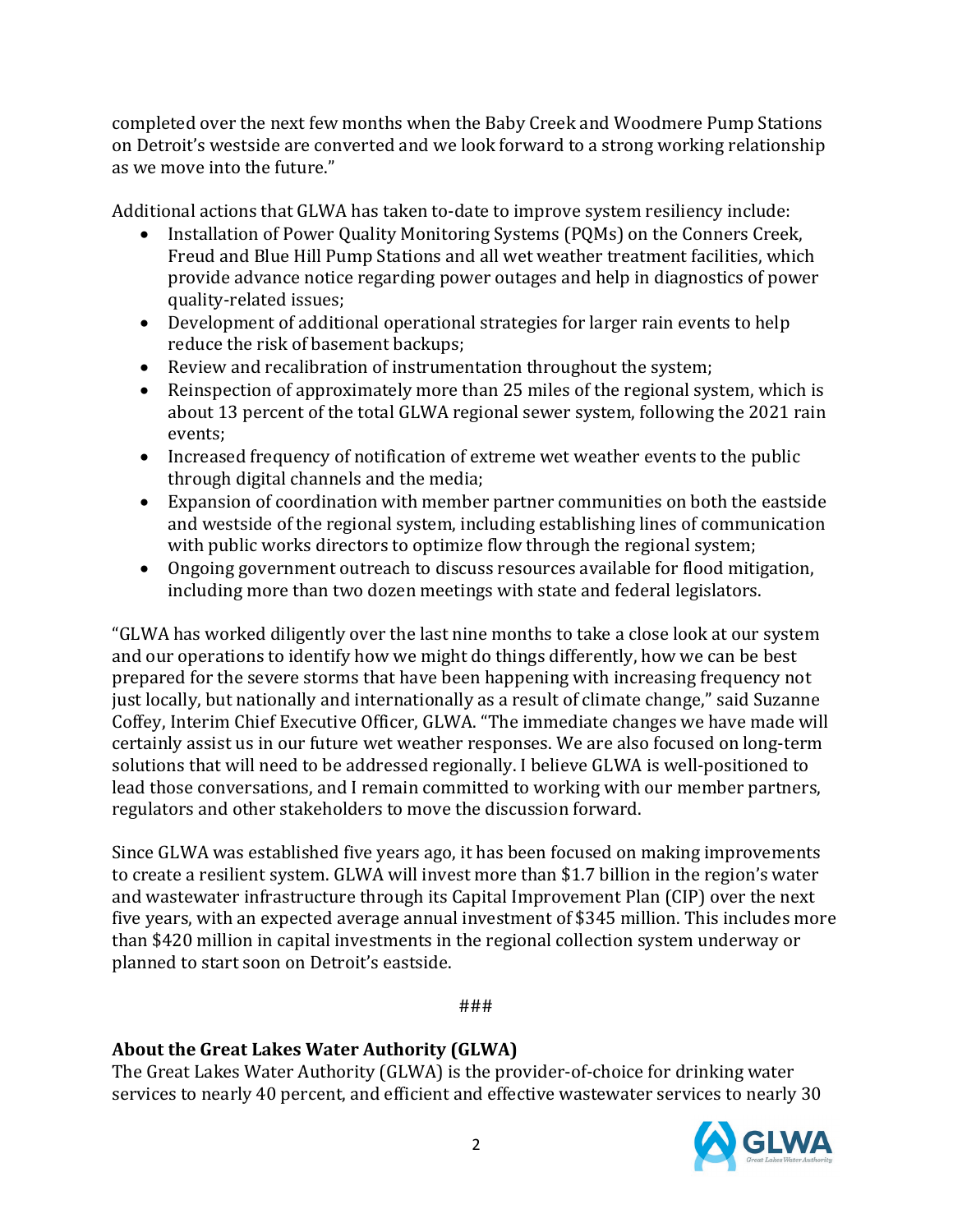completed over the next few months when the Baby Creek and Woodmere Pump Stations on Detroit's westside are converted and we look forward to a strong working relationship as we move into the future."

Additional actions that GLWA has taken to-date to improve system resiliency include:

- Installation of Power Quality Monitoring Systems (PQMs) on the Conners Creek, Freud and Blue Hill Pump Stations and all wet weather treatment facilities, which provide advance notice regarding power outages and help in diagnostics of power quality-related issues;
- Development of additional operational strategies for larger rain events to help reduce the risk of basement backups;
- Review and recalibration of instrumentation throughout the system;
- Reinspection of approximately more than 25 miles of the regional system, which is about 13 percent of the total GLWA regional sewer system, following the 2021 rain events;
- Increased frequency of notification of extreme wet weather events to the public through digital channels and the media;
- Expansion of coordination with member partner communities on both the eastside and westside of the regional system, including establishing lines of communication with public works directors to optimize flow through the regional system;
- Ongoing government outreach to discuss resources available for flood mitigation, including more than two dozen meetings with state and federal legislators.

"GLWA has worked diligently over the last nine months to take a close look at our system and our operations to identify how we might do things differently, how we can be best prepared for the severe storms that have been happening with increasing frequency not just locally, but nationally and internationally as a result of climate change," said Suzanne Coffey, Interim Chief Executive Officer, GLWA. "The immediate changes we have made will certainly assist us in our future wet weather responses. We are also focused on long-term solutions that will need to be addressed regionally. I believe GLWA is well-positioned to lead those conversations, and I remain committed to working with our member partners, regulators and other stakeholders to move the discussion forward.

Since GLWA was established five years ago, it has been focused on making improvements to create a resilient system. GLWA will invest more than $1.7 billion in the region's water and wastewater infrastructure through its Capital Improvement Plan (CIP) over the next five years, with an expected average annual investment of $345 million. This includes more than $420 million in capital investments in the regional collection system underway or planned to start soon on Detroit's eastside.

###

**About the Great Lakes Water Authority (GLWA)**

The Great Lakes Water Authority (GLWA) is the provider-of-choice for drinking water services to nearly 40 percent, and efficient and effective wastewater services to nearly 30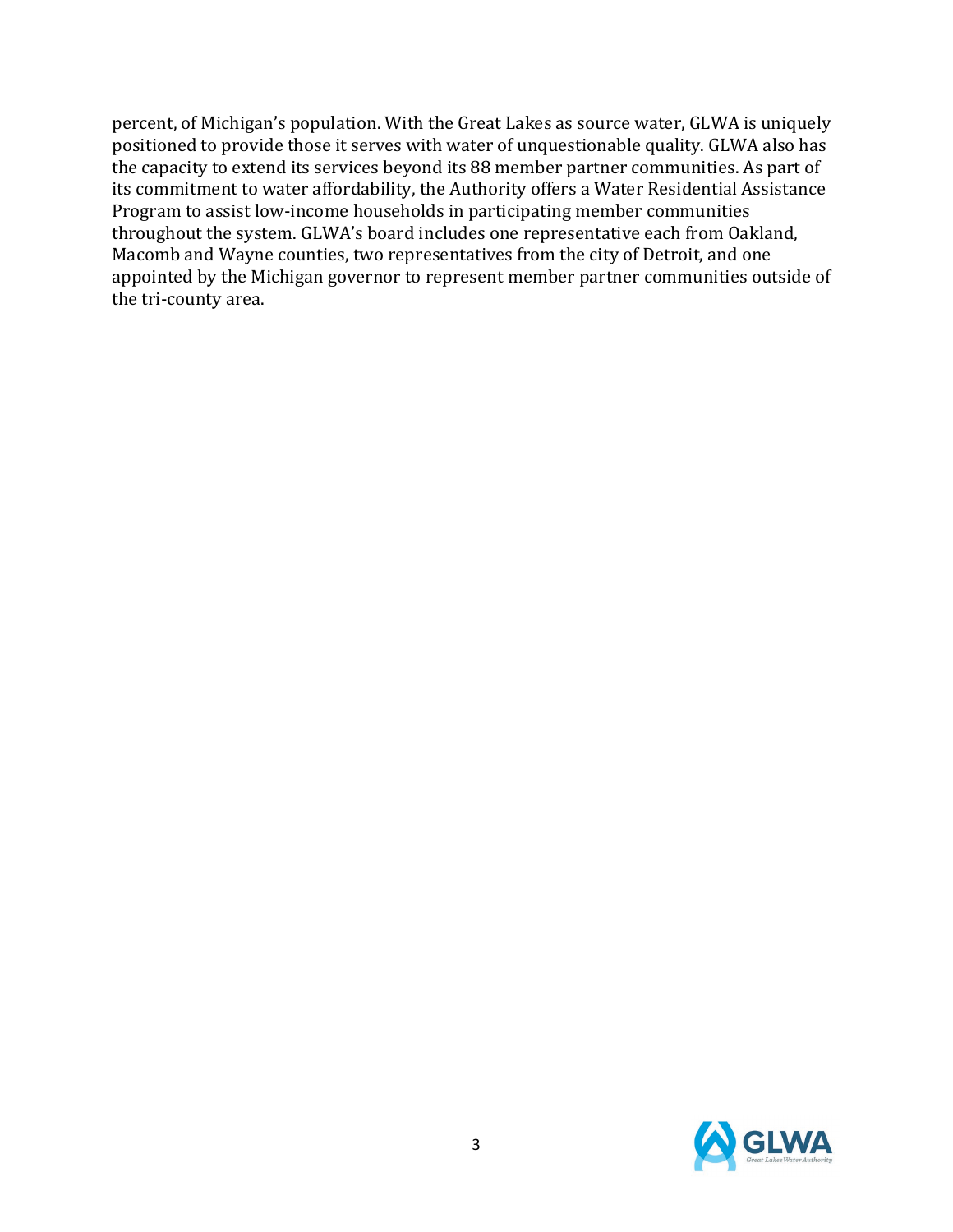percent, of Michigan's population. With the Great Lakes as source water, GLWA is uniquely positioned to provide those it serves with water of unquestionable quality. GLWA also has the capacity to extend its services beyond its 88 member partner communities. As part of its commitment to water affordability, the Authority offers a Water Residential Assistance Program to assist low-income households in participating member communities throughout the system. GLWA's board includes one representative each from Oakland, Macomb and Wayne counties, two representatives from the city of Detroit, and one appointed by the Michigan governor to represent member partner communities outside of the tri-county area.